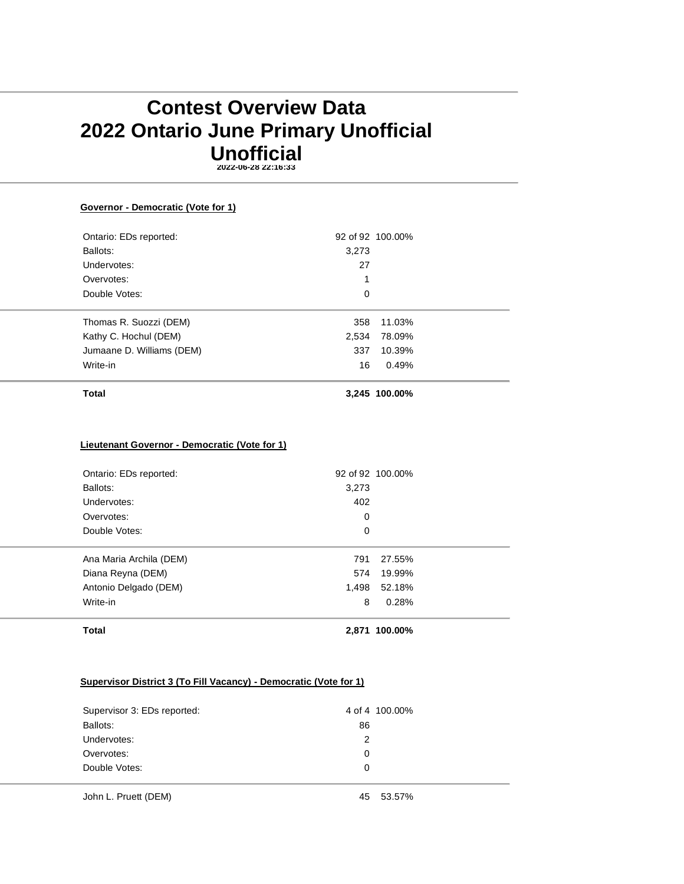# Contest Overview Data
# 2022 Ontario June Primary Unofficial
# Unofficial

**2022-06-28 22:16:33**

**Governor - Democratic (Vote for 1)**

| | | |
|---|---|---|
| Ontario: EDs reported: | 92 of 92 | 100.00% |
| Ballots: | 3,273 | |
| Undervotes: | 27 | |
| Overvotes: | 1 | |
| Double Votes: | 0 | |

| | | |
|---|---|---|
| Thomas R. Suozzi (DEM) | 358 | 11.03% |
| Kathy C. Hochul (DEM) | 2,534 | 78.09% |
| Jumaane D. Williams (DEM) | 337 | 10.39% |
| Write-in | 16 | 0.49% |
| **Total** | **3,245** | **100.00%** |

**Lieutenant Governor - Democratic (Vote for 1)**

| | | |
|---|---|---|
| Ontario: EDs reported: | 92 of 92 | 100.00% |
| Ballots: | 3,273 | |
| Undervotes: | 402 | |
| Overvotes: | 0 | |
| Double Votes: | 0 | |

| | | |
|---|---|---|
| Ana Maria Archila (DEM) | 791 | 27.55% |
| Diana Reyna (DEM) | 574 | 19.99% |
| Antonio Delgado (DEM) | 1,498 | 52.18% |
| Write-in | 8 | 0.28% |
| **Total** | **2,871** | **100.00%** |

**Supervisor District 3 (To Fill Vacancy) - Democratic (Vote for 1)**

| | | |
|---|---|---|
| Supervisor 3: EDs reported: | 4 of 4 | 100.00% |
| Ballots: | 86 | |
| Undervotes: | 2 | |
| Overvotes: | 0 | |
| Double Votes: | 0 | |

| | | |
|---|---|---|
| John L. Pruett (DEM) | 45 | 53.57% |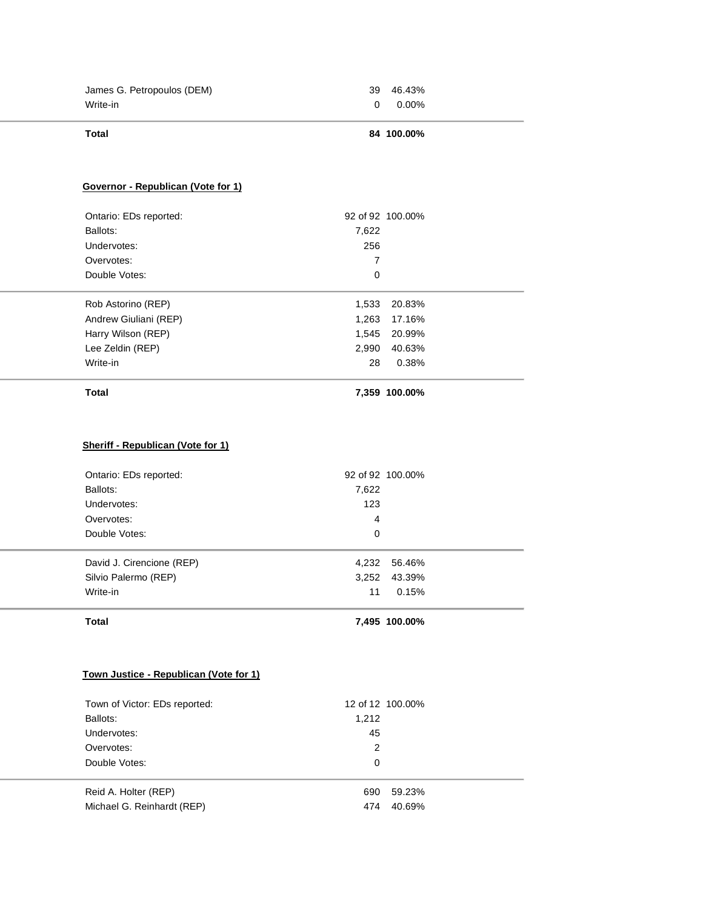| | | |
|---|---|---|
| James G. Petropoulos (DEM) | 39 | 46.43% |
| Write-in | 0 | 0.00% |
| **Total** | **84** | **100.00%** |

**Governor - Republican (Vote for 1)**

| | | |
|---|---|---|
| Ontario: EDs reported: | 92 of 92 | 100.00% |
| Ballots: | 7,622 | |
| Undervotes: | 256 | |
| Overvotes: | 7 | |
| Double Votes: | 0 | |
| Rob Astorino (REP) | 1,533 | 20.83% |
| Andrew Giuliani (REP) | 1,263 | 17.16% |
| Harry Wilson (REP) | 1,545 | 20.99% |
| Lee Zeldin (REP) | 2,990 | 40.63% |
| Write-in | 28 | 0.38% |
| **Total** | **7,359** | **100.00%** |

**Sheriff - Republican (Vote for 1)**

| | | |
|---|---|---|
| Ontario: EDs reported: | 92 of 92 | 100.00% |
| Ballots: | 7,622 | |
| Undervotes: | 123 | |
| Overvotes: | 4 | |
| Double Votes: | 0 | |
| David J. Cirencione (REP) | 4,232 | 56.46% |
| Silvio Palermo (REP) | 3,252 | 43.39% |
| Write-in | 11 | 0.15% |
| **Total** | **7,495** | **100.00%** |

**Town Justice - Republican (Vote for 1)**

| | | |
|---|---|---|
| Town of Victor: EDs reported: | 12 of 12 | 100.00% |
| Ballots: | 1,212 | |
| Undervotes: | 45 | |
| Overvotes: | 2 | |
| Double Votes: | 0 | |
| Reid A. Holter (REP) | 690 | 59.23% |
| Michael G. Reinhardt (REP) | 474 | 40.69% |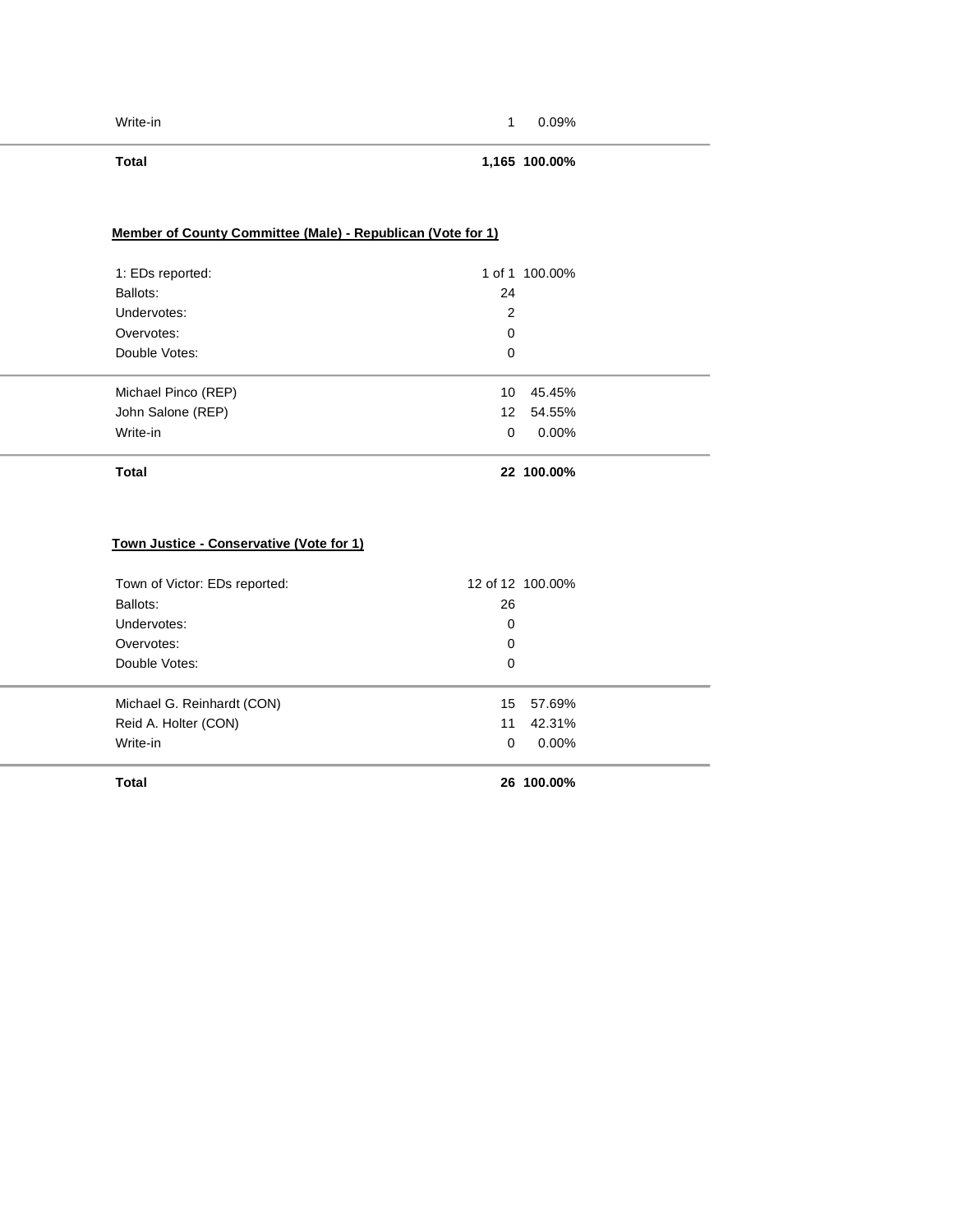| | | |
|---|---|---|
| Write-in | 1 | 0.09% |
| **Total** | **1,165** | **100.00%** |

**Member of County Committee (Male) - Republican (Vote for 1)**

| | | |
|---|---|---|
| 1: EDs reported: | 1 of 1 | 100.00% |
| Ballots: | 24 | |
| Undervotes: | 2 | |
| Overvotes: | 0 | |
| Double Votes: | 0 | |
| Michael Pinco (REP) | 10 | 45.45% |
| John Salone (REP) | 12 | 54.55% |
| Write-in | 0 | 0.00% |
| **Total** | **22** | **100.00%** |

**Town Justice - Conservative (Vote for 1)**

| | | |
|---|---|---|
| Town of Victor: EDs reported: | 12 of 12 | 100.00% |
| Ballots: | 26 | |
| Undervotes: | 0 | |
| Overvotes: | 0 | |
| Double Votes: | 0 | |
| Michael G. Reinhardt (CON) | 15 | 57.69% |
| Reid A. Holter (CON) | 11 | 42.31% |
| Write-in | 0 | 0.00% |
| **Total** | **26** | **100.00%** |